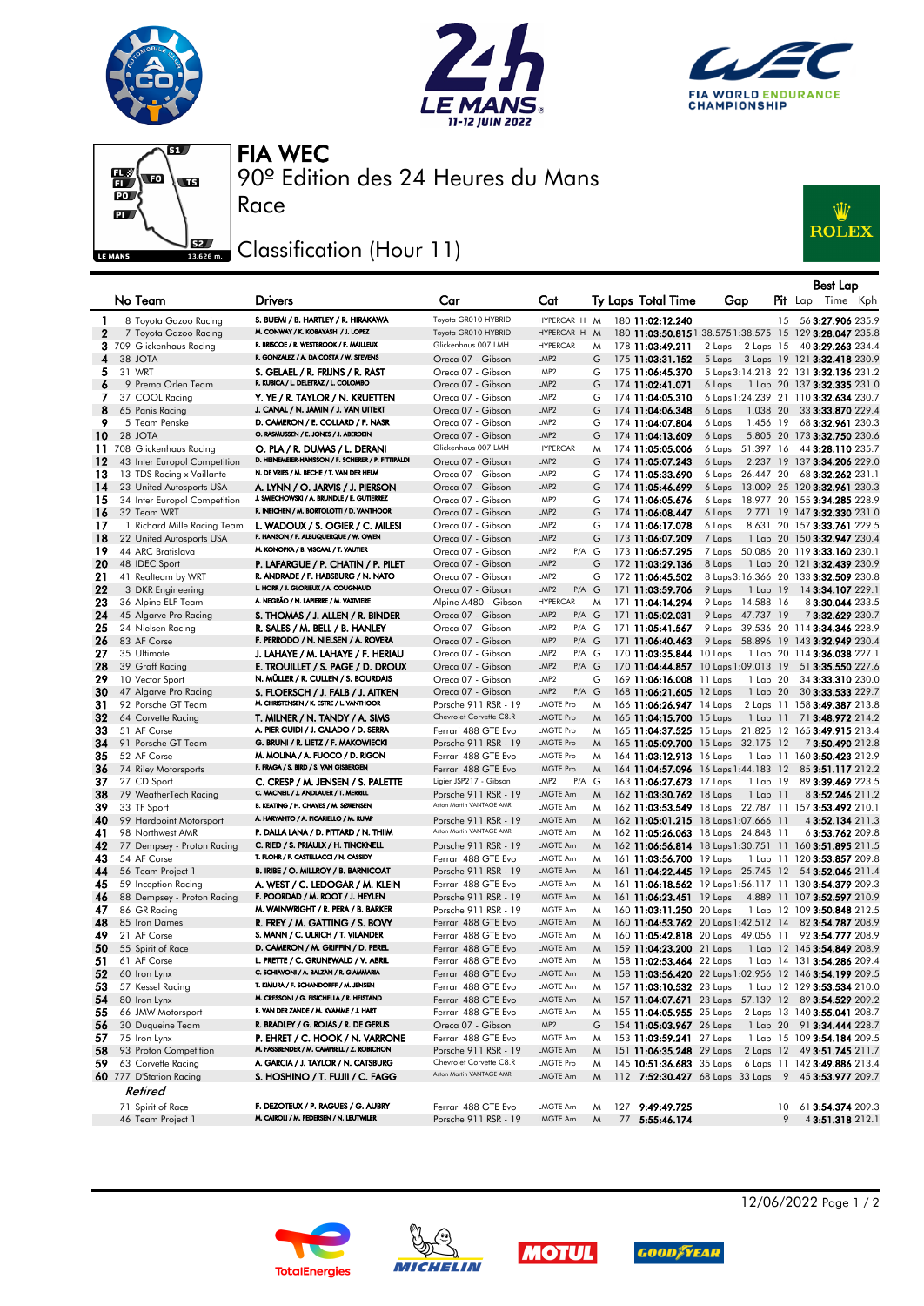# FIA WEC

## 90º Edition des 24 Heures du Mans

## Race

## Classification (Hour 11)

| | No | Team | Drivers | Car | Cat | Ty | Laps | Total Time | Gap | | Pit | Best Lap Lap | Time | Kph |
|---|---|---|---|---|---|---|---|---|---|---|---|---|---|---|
| 1 | 8 | Toyota Gazoo Racing | S. BUEMI / B. HARTLEY / R. HIRAKAWA | Toyota GR010 HYBRID | HYPERCAR H | M | 180 | 11:02:12.240 | | | 15 | 56 | 3:27.906 | 235.9 |
| 2 | 7 | Toyota Gazoo Racing | M. CONWAY / K. KOBAYASHI / J. LOPEZ | Toyota GR010 HYBRID | HYPERCAR H | M | 180 | 11:03:50.815 | 1:38.575 | 1:38.575 | 15 | 129 | 3:28.047 | 235.8 |
| 3 | 709 | Glickenhaus Racing | R. BRISCOE / R. WESTBROOK / F. MAILLEUX | Glickenhaus 007 LMH | HYPERCAR | M | 178 | 11:03:49.211 | 2 Laps | 2 Laps | 15 | 40 | 3:29.263 | 234.4 |
| 4 | 38 | JOTA | R. GONZALEZ / A. DA COSTA / W. STEVENS | Oreca 07 - Gibson | LMP2 | G | 175 | 11:03:31.152 | 5 Laps | 3 Laps | 19 | 121 | 3:32.418 | 230.9 |
| 5 | 31 | WRT | S. GELAEL / R. FRIJNS / R. RAST | Oreca 07 - Gibson | LMP2 | G | 175 | 11:06:45.370 | 5 Laps | 3:14.218 | 22 | 131 | 3:32.136 | 231.2 |
| 6 | 9 | Prema Orlen Team | R. KUBICA / L. DELETRAZ / L. COLOMBO | Oreca 07 - Gibson | LMP2 | G | 174 | 11:02:41.071 | 6 Laps | 1 Lap | 20 | 137 | 3:32.335 | 231.0 |
| 7 | 37 | COOL Racing | Y. YE / R. TAYLOR / R. KRUETTEN | Oreca 07 - Gibson | LMP2 | G | 174 | 11:04:05.310 | 6 Laps | 1:24.239 | 21 | 110 | 3:32.634 | 230.7 |
| 8 | 65 | Panis Racing | J. CANAL / N. JAMIN / J. VAN UITERT | Oreca 07 - Gibson | LMP2 | G | 174 | 11:04:06.348 | 6 Laps | 1.038 | 20 | 33 | 3:33.870 | 229.4 |
| 9 | 5 | Team Penske | D. CAMERON / E. COLLARD / F. NASR | Oreca 07 - Gibson | LMP2 | G | 174 | 11:04:07.804 | 6 Laps | 1.456 | 19 | 68 | 3:32.961 | 230.3 |
| 10 | 28 | JOTA | O. RASMUSSEN / E. JONES / J. ABERDEIN | Oreca 07 - Gibson | LMP2 | G | 174 | 11:04:13.609 | 6 Laps | 5.805 | 20 | 173 | 3:32.750 | 230.6 |
| 11 | 708 | Glickenhaus Racing | O. PLA / R. DUMAS / L. DERANI | Glickenhaus 007 LMH | HYPERCAR | M | 174 | 11:05:05.006 | 6 Laps | 51.397 | 16 | 44 | 3:28.110 | 235.7 |
| 12 | 43 | Inter Europol Competition | D. HEINEMEIER-HANSSON / F. SCHERER / P. FITTIPALDI | Oreca 07 - Gibson | LMP2 | G | 174 | 11:05:07.243 | 6 Laps | 2.237 | 19 | 137 | 3:34.206 | 229.0 |
| 13 | 13 | TDS Racing x Vaillante | N. DE VRIES / M. BECHE / T. VAN DER HELM | Oreca 07 - Gibson | LMP2 | G | 174 | 11:05:33.690 | 6 Laps | 26.447 | 20 | 68 | 3:32.262 | 231.1 |
| 14 | 23 | United Autosports USA | A. LYNN / O. JARVIS / J. PIERSON | Oreca 07 - Gibson | LMP2 | G | 174 | 11:05:46.699 | 6 Laps | 13.009 | 25 | 120 | 3:32.961 | 230.3 |
| 15 | 34 | Inter Europol Competition | J. SMIECHOWSKI / A. BRUNDLE / E. GUTIERREZ | Oreca 07 - Gibson | LMP2 | G | 174 | 11:06:05.676 | 6 Laps | 18.977 | 20 | 155 | 3:34.285 | 228.9 |
| 16 | 32 | Team WRT | R. INEICHEN / M. BORTOLOTTI / D. VANTHOOR | Oreca 07 - Gibson | LMP2 | G | 174 | 11:06:08.447 | 6 Laps | 2.771 | 19 | 147 | 3:32.320 | 231.0 |
| 17 | 1 | Richard Mille Racing Team | L. WADOUX / S. OGIER / C. MILESI | Oreca 07 - Gibson | LMP2 | G | 174 | 11:06:17.078 | 6 Laps | 8.631 | 20 | 157 | 3:33.761 | 229.5 |
| 18 | 22 | United Autosports USA | P. HANSON / F. ALBUQUERQUE / W. OWEN | Oreca 07 - Gibson | LMP2 | G | 173 | 11:06:07.209 | 7 Laps | 1 Lap | 20 | 150 | 3:32.947 | 230.4 |
| 19 | 44 | ARC Bratislava | M. KONOPKA / B. VISCAAL / T. VAUTIER | Oreca 07 - Gibson | LMP2 P/A | G | 173 | 11:06:57.295 | 7 Laps | 50.086 | 20 | 119 | 3:33.160 | 230.1 |
| 20 | 48 | IDEC Sport | P. LAFARGUE / P. CHATIN / P. PILET | Oreca 07 - Gibson | LMP2 | G | 172 | 11:03:29.136 | 8 Laps | 1 Lap | 20 | 121 | 3:32.439 | 230.9 |
| 21 | 41 | Realteam by WRT | R. ANDRADE / F. HABSBURG / N. NATO | Oreca 07 - Gibson | LMP2 | G | 172 | 11:06:45.502 | 8 Laps | 3:16.366 | 20 | 133 | 3:32.509 | 230.8 |
| 22 | 3 | DKR Engineering | L. HORR / J. GLORIEUX / A. COUGNAUD | Oreca 07 - Gibson | LMP2 P/A | G | 171 | 11:03:59.706 | 9 Laps | 1 Lap | 19 | 14 | 3:34.107 | 229.1 |
| 23 | 36 | Alpine ELF Team | A. NEGRÃO / N. LAPIERRE / M. VAXIVIERE | Alpine A480 - Gibson | HYPERCAR | M | 171 | 11:04:14.294 | 9 Laps | 14.588 | 16 | 8 | 3:30.044 | 233.5 |
| 24 | 45 | Algarve Pro Racing | S. THOMAS / J. ALLEN / R. BINDER | Oreca 07 - Gibson | LMP2 P/A | G | 171 | 11:05:02.031 | 9 Laps | 47.737 | 19 | 7 | 3:32.629 | 230.7 |
| 25 | 24 | Nielsen Racing | R. SALES / M. BELL / B. HANLEY | Oreca 07 - Gibson | LMP2 P/A | G | 171 | 11:05:41.567 | 9 Laps | 39.536 | 20 | 114 | 3:34.346 | 228.9 |
| 26 | 83 | AF Corse | F. PERRODO / N. NIELSEN / A. ROVERA | Oreca 07 - Gibson | LMP2 P/A | G | 171 | 11:06:40.463 | 9 Laps | 58.896 | 19 | 143 | 3:32.949 | 230.4 |
| 27 | 35 | Ultimate | J. LAHAYE / M. LAHAYE / F. HERIAU | Oreca 07 - Gibson | LMP2 P/A | G | 170 | 11:03:35.844 | 10 Laps | 1 Lap | 20 | 114 | 3:36.038 | 227.1 |
| 28 | 39 | Graff Racing | E. TROUILLET / S. PAGE / D. DROUX | Oreca 07 - Gibson | LMP2 P/A | G | 170 | 11:04:44.857 | 10 Laps | 1:09.013 | 19 | 51 | 3:35.550 | 227.6 |
| 29 | 10 | Vector Sport | N. MÜLLER / R. CULLEN / S. BOURDAIS | Oreca 07 - Gibson | LMP2 | G | 169 | 11:06:16.008 | 11 Laps | 1 Lap | 20 | 34 | 3:33.310 | 230.0 |
| 30 | 47 | Algarve Pro Racing | S. FLOERSCH / J. FALB / J. AITKEN | Oreca 07 - Gibson | LMP2 P/A | G | 168 | 11:06:21.605 | 12 Laps | 1 Lap | 20 | 30 | 3:33.533 | 229.7 |
| 31 | 92 | Porsche GT Team | M. CHRISTENSEN / K. ESTRE / L. VANTHOOR | Porsche 911 RSR - 19 | LMGTE Pro | M | 166 | 11:06:26.947 | 14 Laps | 2 Laps | 11 | 158 | 3:49.387 | 213.8 |
| 32 | 64 | Corvette Racing | T. MILNER / N. TANDY / A. SIMS | Chevrolet Corvette C8.R | LMGTE Pro | M | 165 | 11:04:15.700 | 15 Laps | 1 Lap | 11 | 71 | 3:48.972 | 214.2 |
| 33 | 51 | AF Corse | A. PIER GUIDI / J. CALADO / D. SERRA | Ferrari 488 GTE Evo | LMGTE Pro | M | 165 | 11:04:37.525 | 15 Laps | 21.825 | 12 | 165 | 3:49.915 | 213.4 |
| 34 | 91 | Porsche GT Team | G. BRUNI / R. LIETZ / F. MAKOWIECKI | Porsche 911 RSR - 19 | LMGTE Pro | M | 165 | 11:05:09.700 | 15 Laps | 32.175 | 12 | 7 | 3:50.490 | 212.8 |
| 35 | 52 | AF Corse | M. MOLINA / A. FUOCO / D. RIGON | Ferrari 488 GTE Evo | LMGTE Pro | M | 164 | 11:03:12.919 | 16 Laps | 1 Lap | 11 | 160 | 3:50.423 | 212.9 |
| 36 | 74 | Riley Motorsports | F. FRAGA / S. BIRD / S. VAN GISBERGEN | Ferrari 488 GTE Evo | LMGTE Pro | M | 164 | 11:04:57.096 | 16 Laps | 1:44.183 | 12 | 85 | 3:51.117 | 212.2 |
| 37 | 27 | CD Sport | C. CRESP / M. JENSEN / S. PALETTE | Ligier JSP217 - Gibson | LMP2 P/A | G | 163 | 11:06:27.673 | 17 Laps | 1 Lap | 19 | 89 | 3:39.469 | 223.5 |
| 38 | 79 | WeatherTech Racing | C. MACNEIL / J. ANDLAUER / T. MERRILL | Porsche 911 RSR - 19 | LMGTE Am | M | 162 | 11:03:30.762 | 18 Laps | 1 Lap | 11 | 8 | 3:52.246 | 211.2 |
| 39 | 33 | TF Sport | B. KEATING / H. CHAVES / M. SØRENSEN | Aston Martin VANTAGE AMR | LMGTE Am | M | 162 | 11:03:53.549 | 18 Laps | 22.787 | 11 | 157 | 3:53.492 | 210.1 |
| 40 | 99 | Hardpoint Motorsport | A. HARYANTO / A. PICARIELLO / M. RUMP | Porsche 911 RSR - 19 | LMGTE Am | M | 162 | 11:05:01.215 | 18 Laps | 1:07.666 | 11 | 4 | 3:52.134 | 211.3 |
| 41 | 98 | Northwest AMR | P. DALLA LANA / D. PITTARD / N. THIIM | Aston Martin VANTAGE AMR | LMGTE Am | M | 162 | 11:05:26.063 | 18 Laps | 24.848 | 11 | 6 | 3:53.762 | 209.8 |
| 42 | 77 | Dempsey - Proton Racing | C. RIED / S. PRIAULX / H. TINCKNELL | Porsche 911 RSR - 19 | LMGTE Am | M | 162 | 11:06:56.814 | 18 Laps | 1:30.751 | 11 | 160 | 3:51.895 | 211.5 |
| 43 | 54 | AF Corse | T. FLOHR / F. CASTELLACCI / N. CASSIDY | Ferrari 488 GTE Evo | LMGTE Am | M | 161 | 11:03:56.700 | 19 Laps | 1 Lap | 11 | 120 | 3:53.857 | 209.8 |
| 44 | 56 | Team Project 1 | B. IRIBE / O. MILLROY / B. BARNICOAT | Porsche 911 RSR - 19 | LMGTE Am | M | 161 | 11:04:22.445 | 19 Laps | 25.745 | 12 | 54 | 3:52.046 | 211.4 |
| 45 | 59 | Inception Racing | A. WEST / C. LEDOGAR / M. KLEIN | Ferrari 488 GTE Evo | LMGTE Am | M | 161 | 11:06:18.562 | 19 Laps | 1:56.117 | 11 | 130 | 3:54.379 | 209.3 |
| 46 | 88 | Dempsey - Proton Racing | F. POORDAD / M. ROOT / J. HEYLEN | Porsche 911 RSR - 19 | LMGTE Am | M | 161 | 11:06:23.451 | 19 Laps | 4.889 | 11 | 107 | 3:52.597 | 210.9 |
| 47 | 86 | GR Racing | M. WAINWRIGHT / R. PERA / B. BARKER | Porsche 911 RSR - 19 | LMGTE Am | M | 160 | 11:03:11.250 | 20 Laps | 1 Lap | 12 | 109 | 3:50.848 | 212.5 |
| 48 | 85 | Iron Dames | R. FREY / M. GATTING / S. BOVY | Ferrari 488 GTE Evo | LMGTE Am | M | 160 | 11:04:53.762 | 20 Laps | 1:42.512 | 14 | 82 | 3:54.787 | 208.9 |
| 49 | 21 | AF Corse | S. MANN / C. ULRICH / T. VILANDER | Ferrari 488 GTE Evo | LMGTE Am | M | 160 | 11:05:42.818 | 20 Laps | 49.056 | 11 | 92 | 3:54.777 | 208.9 |
| 50 | 55 | Spirit of Race | D. CAMERON / M. GRIFFIN / D. PEREL | Ferrari 488 GTE Evo | LMGTE Am | M | 159 | 11:04:23.200 | 21 Laps | 1 Lap | 12 | 145 | 3:54.849 | 208.9 |
| 51 | 61 | AF Corse | L. PRETTE / C. GRUNEWALD / V. ABRIL | Ferrari 488 GTE Evo | LMGTE Am | M | 158 | 11:02:53.464 | 22 Laps | 1 Lap | 14 | 131 | 3:54.286 | 209.4 |
| 52 | 60 | Iron Lynx | C. SCHIAVONI / A. BALZAN / R. GIAMMARIA | Ferrari 488 GTE Evo | LMGTE Am | M | 158 | 11:03:56.420 | 22 Laps | 1:02.956 | 12 | 146 | 3:54.199 | 209.5 |
| 53 | 57 | Kessel Racing | T. KIMURA / F. SCHANDORFF / M. JENSEN | Ferrari 488 GTE Evo | LMGTE Am | M | 157 | 11:03:10.532 | 23 Laps | 1 Lap | 12 | 129 | 3:53.534 | 210.0 |
| 54 | 80 | Iron Lynx | M. CRESSONI / G. FISICHELLA / R. HEISTAND | Ferrari 488 GTE Evo | LMGTE Am | M | 157 | 11:04:07.671 | 23 Laps | 57.139 | 12 | 89 | 3:54.529 | 209.2 |
| 55 | 66 | JMW Motorsport | R. VAN DER ZANDE / M. KVAMME / J. HART | Ferrari 488 GTE Evo | LMGTE Am | M | 155 | 11:04:05.955 | 25 Laps | 2 Laps | 13 | 140 | 3:55.041 | 208.7 |
| 56 | 30 | Duqueine Team | R. BRADLEY / G. ROJAS / R. DE GERUS | Oreca 07 - Gibson | LMP2 | G | 154 | 11:05:03.967 | 26 Laps | 1 Lap | 20 | 91 | 3:34.444 | 228.7 |
| 57 | 75 | Iron Lynx | P. EHRET / C. HOOK / N. VARRONE | Ferrari 488 GTE Evo | LMGTE Am | M | 153 | 11:03:59.241 | 27 Laps | 1 Lap | 15 | 109 | 3:54.184 | 209.5 |
| 58 | 93 | Proton Competition | M. FASSBENDER / M. CAMPBELL / Z. ROBICHON | Porsche 911 RSR - 19 | LMGTE Am | M | 151 | 11:06:35.248 | 29 Laps | 2 Laps | 12 | 49 | 3:51.745 | 211.7 |
| 59 | 63 | Corvette Racing | A. GARCIA / J. TAYLOR / N. CATSBURG | Chevrolet Corvette C8.R | LMGTE Pro | M | 145 | 10:51:36.683 | 35 Laps | 6 Laps | 11 | 142 | 3:49.886 | 213.4 |
| 60 | 777 | D'Station Racing | S. HOSHINO / T. FUJII / C. FAGG | Aston Martin VANTAGE AMR | LMGTE Am | M | 112 | 7:52:30.427 | 68 Laps | 33 Laps | 9 | 45 | 3:53.977 | 209.7 |
| | | *Retired* | | | | | | | | | | | | |
| | 71 | Spirit of Race | F. DEZOTEUX / P. RAGUES / G. AUBRY | Ferrari 488 GTE Evo | LMGTE Am | M | 127 | 9:49:49.725 | | | 10 | 61 | 3:54.374 | 209.3 |
| | 46 | Team Project 1 | M. CAIROLI / M. PEDERSEN / N. LEUTWILER | Porsche 911 RSR - 19 | LMGTE Am | M | 77 | 5:55:46.174 | | | 9 | 4 | 3:51.318 | 212.1 |

12/06/2022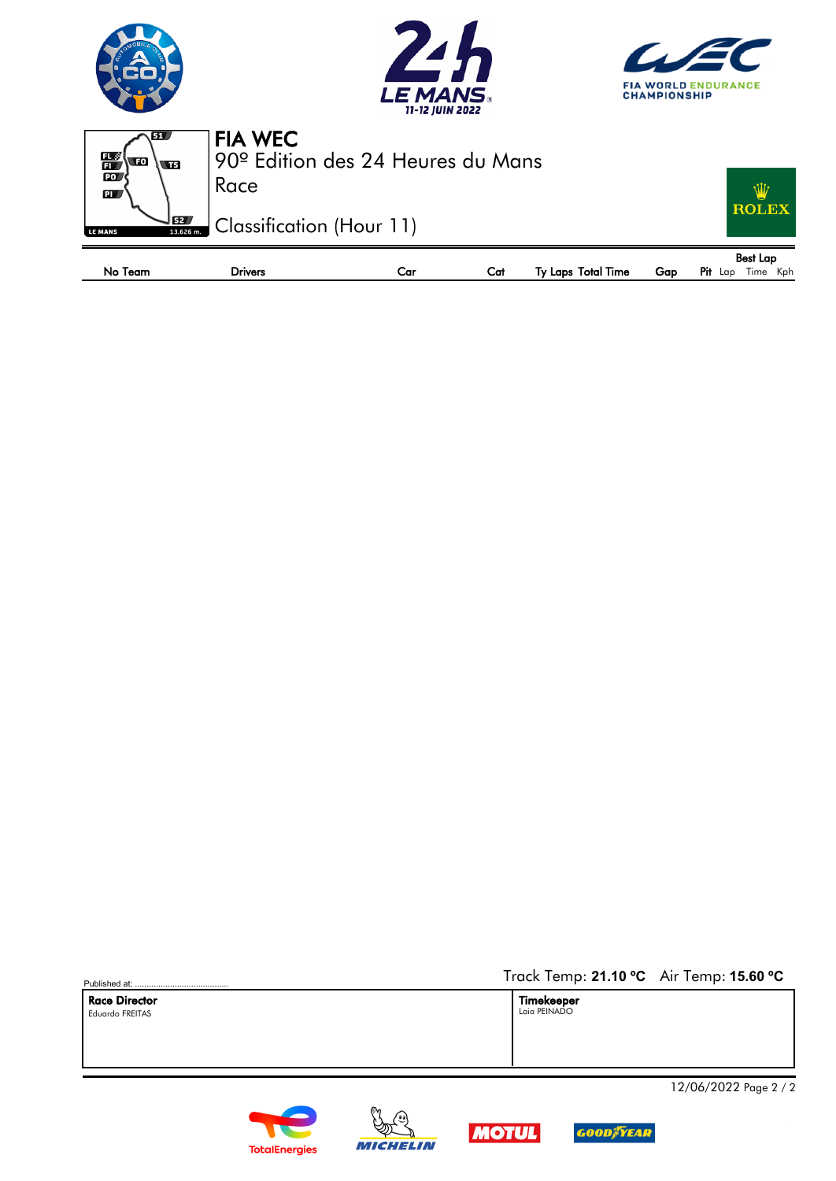# FIA WEC

90º Edition des 24 Heures du Mans

Race

Classification (Hour 11)

| No | Team | Drivers | Car | Cat | Ty | Laps | Total Time | Gap | Pit | Best Lap Lap | Best Lap Time | Best Lap Kph |
|---|---|---|---|---|---|---|---|---|---|---|---|---|

Published at: ........................................

Track Temp: **21.10 ºC** Air Temp: **15.60 ºC**

**Race Director**
Eduardo FREITAS

**Timekeeper**
Laia PEINADO

12/06/2022